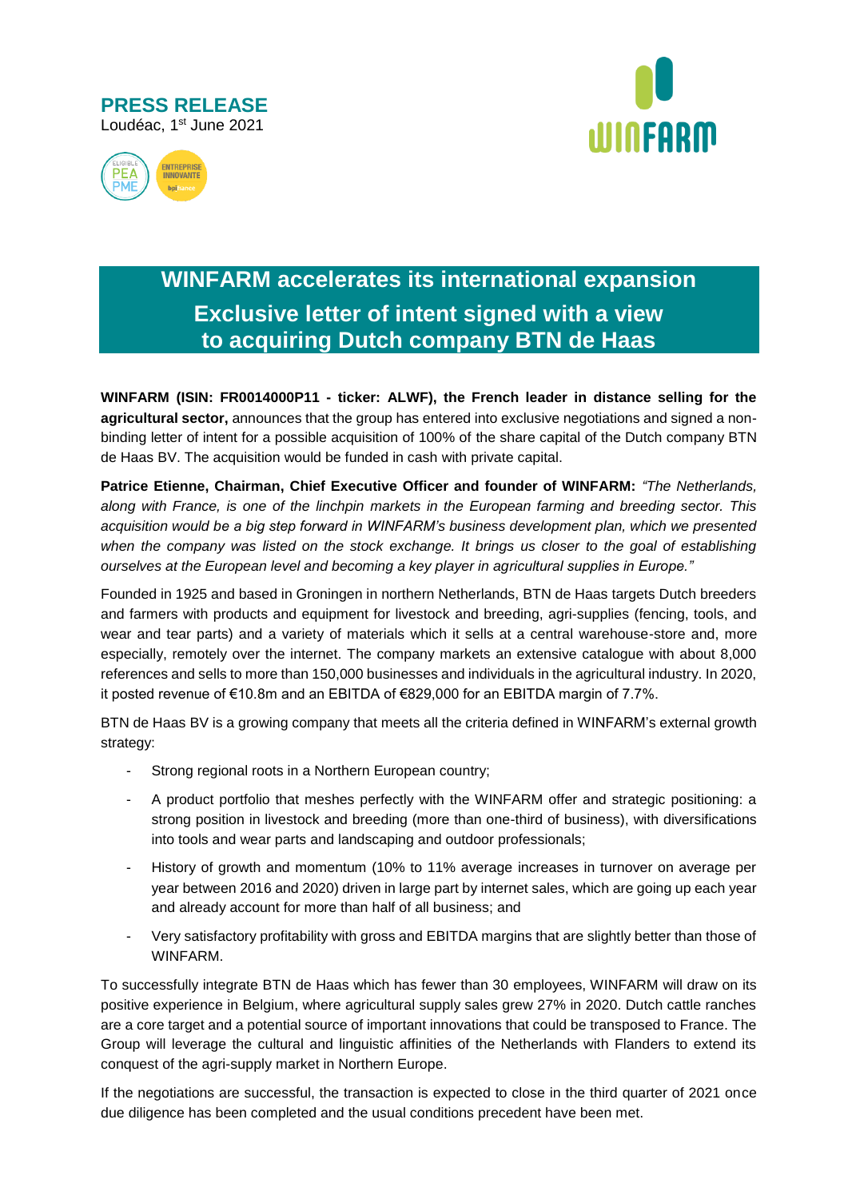**PRESS RELEASE**
Loudéac, 1st June 2021

# WINFARM accelerates its international expansion
## Exclusive letter of intent signed with a view to acquiring Dutch company BTN de Haas

**WINFARM (ISIN: FR0014000P11 - ticker: ALWF), the French leader in distance selling for the agricultural sector,** announces that the group has entered into exclusive negotiations and signed a non-binding letter of intent for a possible acquisition of 100% of the share capital of the Dutch company BTN de Haas BV. The acquisition would be funded in cash with private capital.

**Patrice Etienne, Chairman, Chief Executive Officer and founder of WINFARM:** *"The Netherlands, along with France, is one of the linchpin markets in the European farming and breeding sector. This acquisition would be a big step forward in WINFARM's business development plan, which we presented when the company was listed on the stock exchange. It brings us closer to the goal of establishing ourselves at the European level and becoming a key player in agricultural supplies in Europe."*

Founded in 1925 and based in Groningen in northern Netherlands, BTN de Haas targets Dutch breeders and farmers with products and equipment for livestock and breeding, agri-supplies (fencing, tools, and wear and tear parts) and a variety of materials which it sells at a central warehouse-store and, more especially, remotely over the internet. The company markets an extensive catalogue with about 8,000 references and sells to more than 150,000 businesses and individuals in the agricultural industry. In 2020, it posted revenue of €10.8m and an EBITDA of €829,000 for an EBITDA margin of 7.7%.

BTN de Haas BV is a growing company that meets all the criteria defined in WINFARM's external growth strategy:

- Strong regional roots in a Northern European country;
- A product portfolio that meshes perfectly with the WINFARM offer and strategic positioning: a strong position in livestock and breeding (more than one-third of business), with diversifications into tools and wear parts and landscaping and outdoor professionals;
- History of growth and momentum (10% to 11% average increases in turnover on average per year between 2016 and 2020) driven in large part by internet sales, which are going up each year and already account for more than half of all business; and
- Very satisfactory profitability with gross and EBITDA margins that are slightly better than those of WINFARM.

To successfully integrate BTN de Haas which has fewer than 30 employees, WINFARM will draw on its positive experience in Belgium, where agricultural supply sales grew 27% in 2020. Dutch cattle ranches are a core target and a potential source of important innovations that could be transposed to France. The Group will leverage the cultural and linguistic affinities of the Netherlands with Flanders to extend its conquest of the agri-supply market in Northern Europe.

If the negotiations are successful, the transaction is expected to close in the third quarter of 2021 once due diligence has been completed and the usual conditions precedent have been met.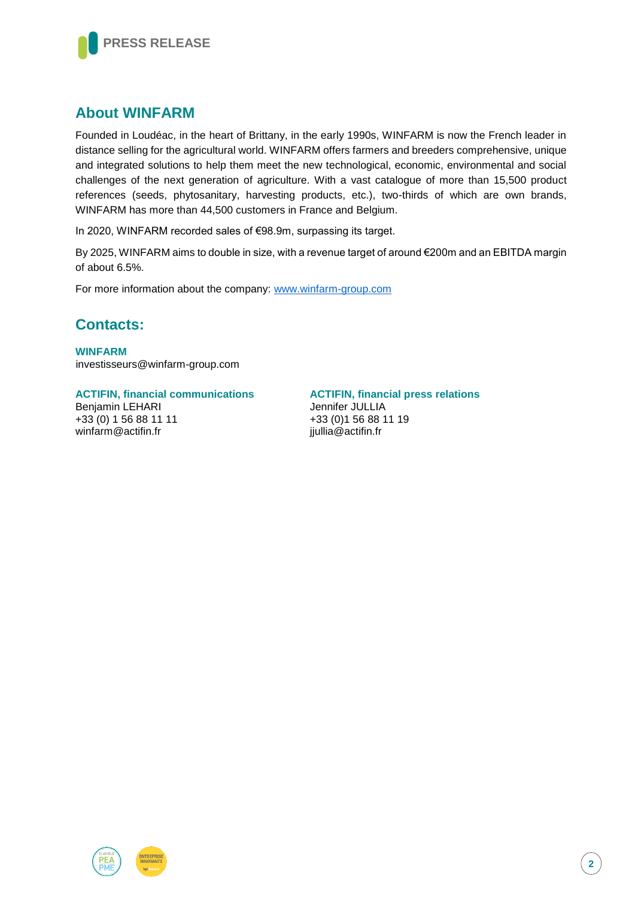## About WINFARM

Founded in Loudéac, in the heart of Brittany, in the early 1990s, WINFARM is now the French leader in distance selling for the agricultural world. WINFARM offers farmers and breeders comprehensive, unique and integrated solutions to help them meet the new technological, economic, environmental and social challenges of the next generation of agriculture. With a vast catalogue of more than 15,500 product references (seeds, phytosanitary, harvesting products, etc.), two-thirds of which are own brands, WINFARM has more than 44,500 customers in France and Belgium.

In 2020, WINFARM recorded sales of €98.9m, surpassing its target.

By 2025, WINFARM aims to double in size, with a revenue target of around €200m and an EBITDA margin of about 6.5%.

For more information about the company: [www.winfarm-group.com](http://www.winfarm-group.com)

## Contacts:

**WINFARM**
investisseurs@winfarm-group.com

**ACTIFIN, financial communications**
Benjamin LEHARI
+33 (0) 1 56 88 11 11
winfarm@actifin.fr

**ACTIFIN, financial press relations**
Jennifer JULLIA
+33 (0)1 56 88 11 19
jjullia@actifin.fr